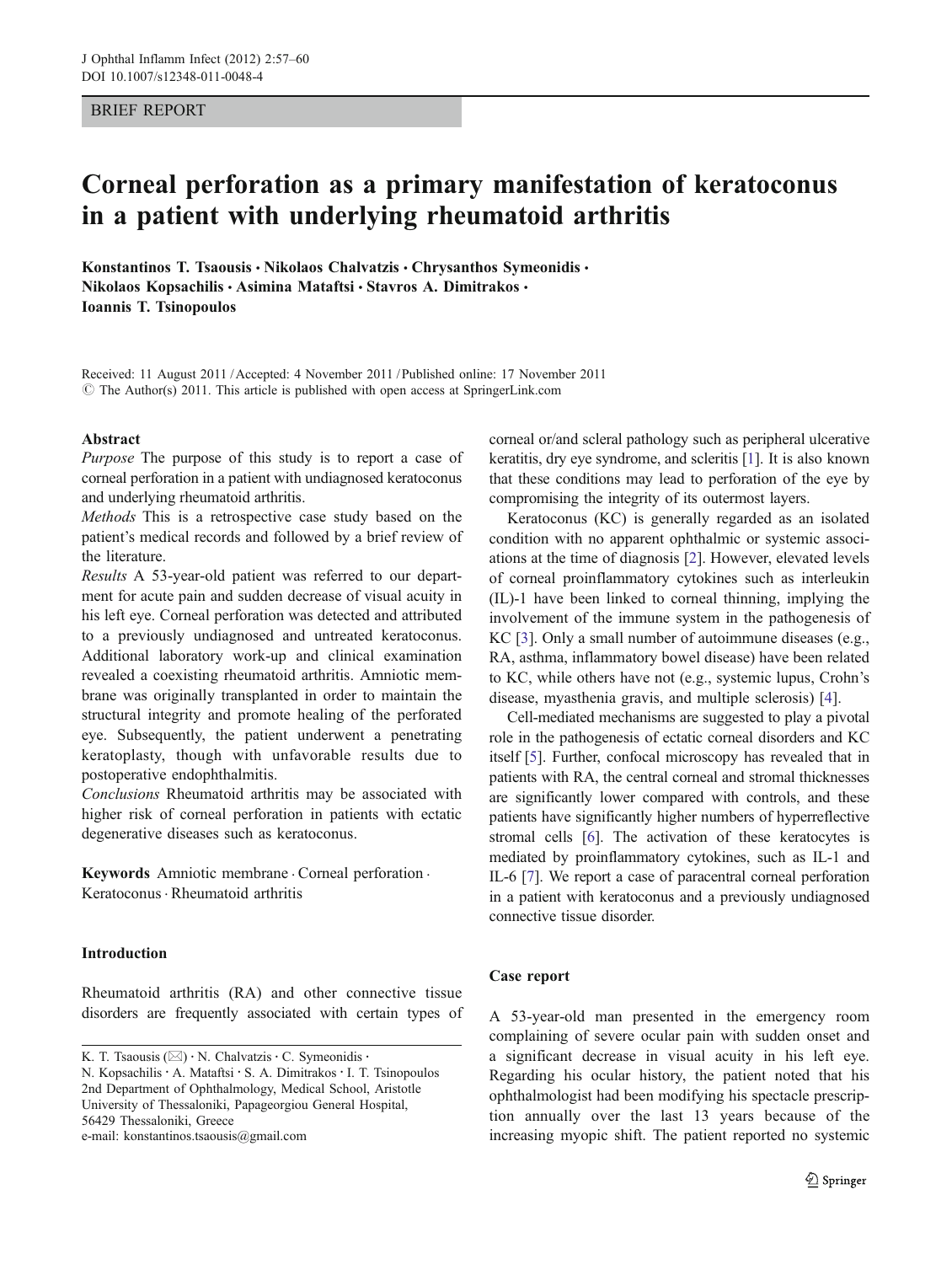BRIEF REPORT

# Corneal perforation as a primary manifestation of keratoconus in a patient with underlying rheumatoid arthritis

**Konstantinos T. Tsaousis · Nikolaos Chalvatzis · Chrysanthos Symeonidis · Nikolaos Kopsachilis · Asimina Mataftsi · Stavros A. Dimitrakos · Ioannis T. Tsinopoulos**

Received: 11 August 2011 / Accepted: 4 November 2011 / Published online: 17 November 2011
© The Author(s) 2011. This article is published with open access at SpringerLink.com

**Abstract**

*Purpose* The purpose of this study is to report a case of corneal perforation in a patient with undiagnosed keratoconus and underlying rheumatoid arthritis.

*Methods* This is a retrospective case study based on the patient's medical records and followed by a brief review of the literature.

*Results* A 53-year-old patient was referred to our department for acute pain and sudden decrease of visual acuity in his left eye. Corneal perforation was detected and attributed to a previously undiagnosed and untreated keratoconus. Additional laboratory work-up and clinical examination revealed a coexisting rheumatoid arthritis. Amniotic membrane was originally transplanted in order to maintain the structural integrity and promote healing of the perforated eye. Subsequently, the patient underwent a penetrating keratoplasty, though with unfavorable results due to postoperative endophthalmitis.

*Conclusions* Rheumatoid arthritis may be associated with higher risk of corneal perforation in patients with ectatic degenerative diseases such as keratoconus.

**Keywords** Amniotic membrane · Corneal perforation · Keratoconus · Rheumatoid arthritis

## Introduction

Rheumatoid arthritis (RA) and other connective tissue disorders are frequently associated with certain types of corneal or/and scleral pathology such as peripheral ulcerative keratitis, dry eye syndrome, and scleritis [1]. It is also known that these conditions may lead to perforation of the eye by compromising the integrity of its outermost layers.

Keratoconus (KC) is generally regarded as an isolated condition with no apparent ophthalmic or systemic associations at the time of diagnosis [2]. However, elevated levels of corneal proinflammatory cytokines such as interleukin (IL)-1 have been linked to corneal thinning, implying the involvement of the immune system in the pathogenesis of KC [3]. Only a small number of autoimmune diseases (e.g., RA, asthma, inflammatory bowel disease) have been related to KC, while others have not (e.g., systemic lupus, Crohn's disease, myasthenia gravis, and multiple sclerosis) [4].

Cell-mediated mechanisms are suggested to play a pivotal role in the pathogenesis of ectatic corneal disorders and KC itself [5]. Further, confocal microscopy has revealed that in patients with RA, the central corneal and stromal thicknesses are significantly lower compared with controls, and these patients have significantly higher numbers of hyperreflective stromal cells [6]. The activation of these keratocytes is mediated by proinflammatory cytokines, such as IL-1 and IL-6 [7]. We report a case of paracentral corneal perforation in a patient with keratoconus and a previously undiagnosed connective tissue disorder.

## Case report

A 53-year-old man presented in the emergency room complaining of severe ocular pain with sudden onset and a significant decrease in visual acuity in his left eye. Regarding his ocular history, the patient noted that his ophthalmologist had been modifying his spectacle prescription annually over the last 13 years because of the increasing myopic shift. The patient reported no systemic

K. T. Tsaousis (✉) · N. Chalvatzis · C. Symeonidis · N. Kopsachilis · A. Mataftsi · S. A. Dimitrakos · I. T. Tsinopoulos
2nd Department of Ophthalmology, Medical School, Aristotle University of Thessaloniki, Papageorgiou General Hospital, 56429 Thessaloniki, Greece
e-mail: konstantinos.tsaousis@gmail.com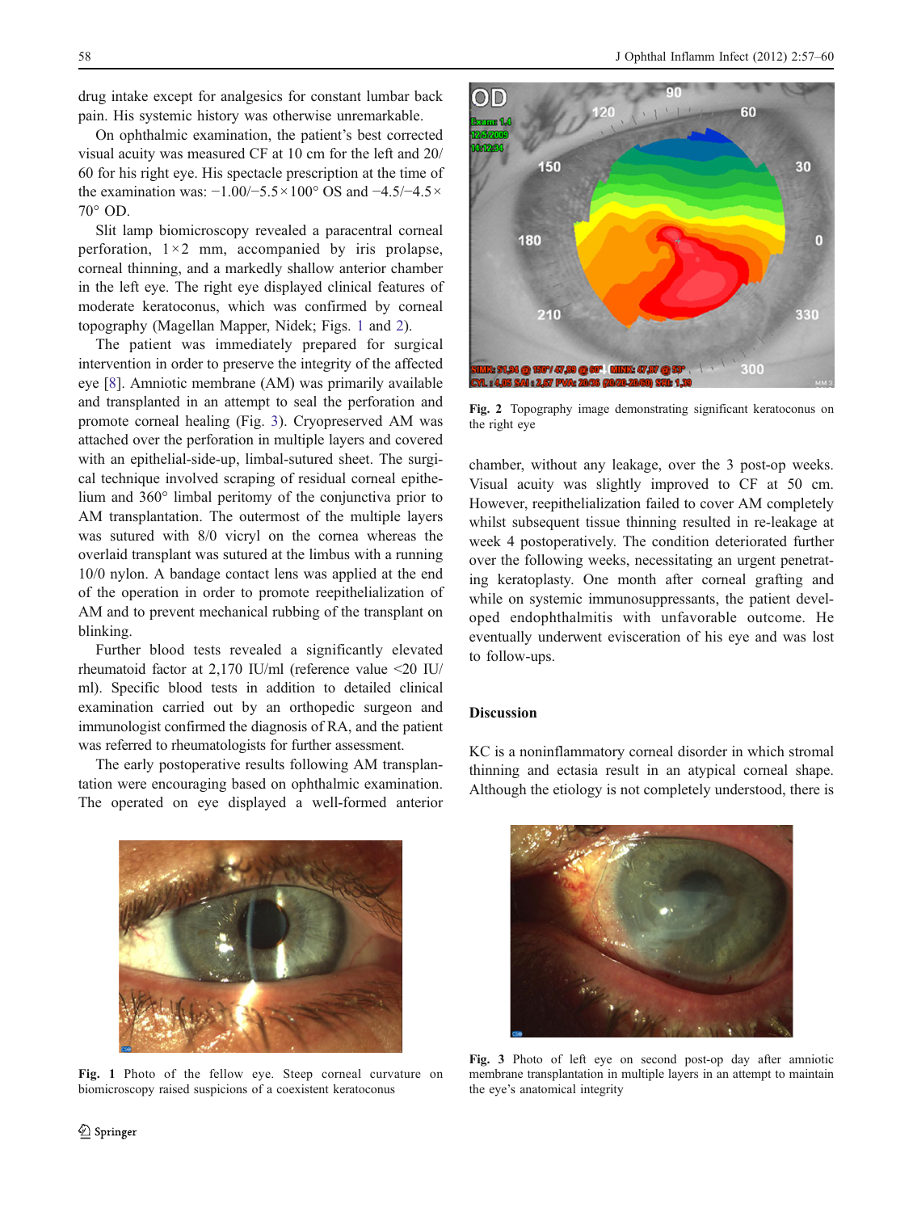drug intake except for analgesics for constant lumbar back pain. His systemic history was otherwise unremarkable.

On ophthalmic examination, the patient's best corrected visual acuity was measured CF at 10 cm for the left and 20/60 for his right eye. His spectacle prescription at the time of the examination was: −1.00/−5.5×100° OS and −4.5/−4.5×70° OD.

Slit lamp biomicroscopy revealed a paracentral corneal perforation, 1×2 mm, accompanied by iris prolapse, corneal thinning, and a markedly shallow anterior chamber in the left eye. The right eye displayed clinical features of moderate keratoconus, which was confirmed by corneal topography (Magellan Mapper, Nidek; Figs. 1 and 2).

The patient was immediately prepared for surgical intervention in order to preserve the integrity of the affected eye [8]. Amniotic membrane (AM) was primarily available and transplanted in an attempt to seal the perforation and promote corneal healing (Fig. 3). Cryopreserved AM was attached over the perforation in multiple layers and covered with an epithelial-side-up, limbal-sutured sheet. The surgical technique involved scraping of residual corneal epithelium and 360° limbal peritomy of the conjunctiva prior to AM transplantation. The outermost of the multiple layers was sutured with 8/0 vicryl on the cornea whereas the overlaid transplant was sutured at the limbus with a running 10/0 nylon. A bandage contact lens was applied at the end of the operation in order to promote reepithelialization of AM and to prevent mechanical rubbing of the transplant on blinking.

Further blood tests revealed a significantly elevated rheumatoid factor at 2,170 IU/ml (reference value <20 IU/ml). Specific blood tests in addition to detailed clinical examination carried out by an orthopedic surgeon and immunologist confirmed the diagnosis of RA, and the patient was referred to rheumatologists for further assessment.

The early postoperative results following AM transplantation were encouraging based on ophthalmic examination. The operated on eye displayed a well-formed anterior chamber, without any leakage, over the 3 post-op weeks. Visual acuity was slightly improved to CF at 50 cm. However, reepithelialization failed to cover AM completely whilst subsequent tissue thinning resulted in re-leakage at week 4 postoperatively. The condition deteriorated further over the following weeks, necessitating an urgent penetrating keratoplasty. One month after corneal grafting and while on systemic immunosuppressants, the patient developed endophthalmitis with unfavorable outcome. He eventually underwent evisceration of his eye and was lost to follow-ups.

Fig. 1 Photo of the fellow eye. Steep corneal curvature on biomicroscopy raised suspicions of a coexistent keratoconus

Fig. 2 Topography image demonstrating significant keratoconus on the right eye

Fig. 3 Photo of left eye on second post-op day after amniotic membrane transplantation in multiple layers in an attempt to maintain the eye's anatomical integrity

## Discussion

KC is a noninflammatory corneal disorder in which stromal thinning and ectasia result in an atypical corneal shape. Although the etiology is not completely understood, there is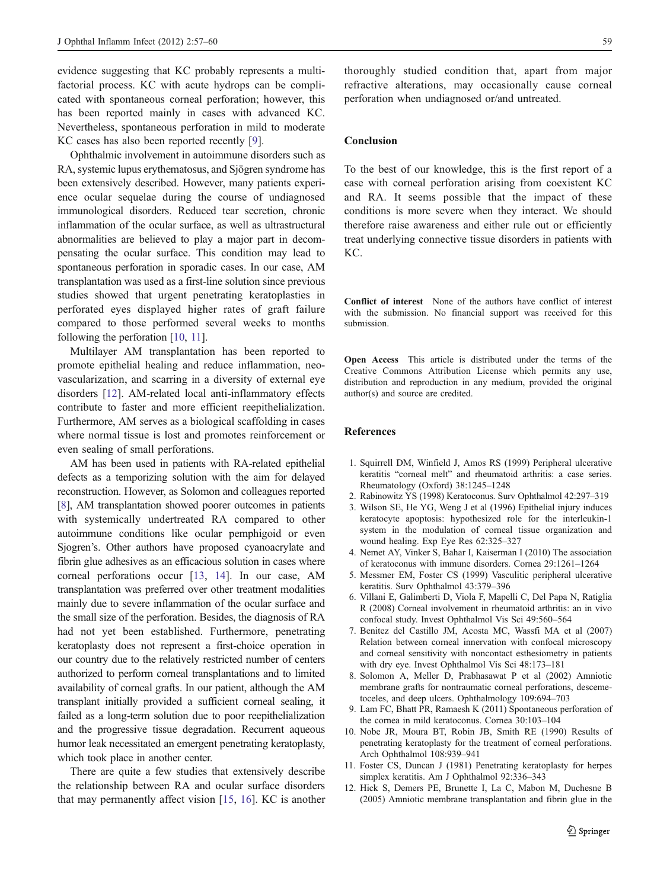evidence suggesting that KC probably represents a multifactorial process. KC with acute hydrops can be complicated with spontaneous corneal perforation; however, this has been reported mainly in cases with advanced KC. Nevertheless, spontaneous perforation in mild to moderate KC cases has also been reported recently [9].

Ophthalmic involvement in autoimmune disorders such as RA, systemic lupus erythematosus, and Sjögren syndrome has been extensively described. However, many patients experience ocular sequelae during the course of undiagnosed immunological disorders. Reduced tear secretion, chronic inflammation of the ocular surface, as well as ultrastructural abnormalities are believed to play a major part in decompensating the ocular surface. This condition may lead to spontaneous perforation in sporadic cases. In our case, AM transplantation was used as a first-line solution since previous studies showed that urgent penetrating keratoplasties in perforated eyes displayed higher rates of graft failure compared to those performed several weeks to months following the perforation [10, 11].

Multilayer AM transplantation has been reported to promote epithelial healing and reduce inflammation, neovascularization, and scarring in a diversity of external eye disorders [12]. AM-related local anti-inflammatory effects contribute to faster and more efficient reepithelialization. Furthermore, AM serves as a biological scaffolding in cases where normal tissue is lost and promotes reinforcement or even sealing of small perforations.

AM has been used in patients with RA-related epithelial defects as a temporizing solution with the aim for delayed reconstruction. However, as Solomon and colleagues reported [8], AM transplantation showed poorer outcomes in patients with systemically undertreated RA compared to other autoimmune conditions like ocular pemphigoid or even Sjogren's. Other authors have proposed cyanoacrylate and fibrin glue adhesives as an efficacious solution in cases where corneal perforations occur [13, 14]. In our case, AM transplantation was preferred over other treatment modalities mainly due to severe inflammation of the ocular surface and the small size of the perforation. Besides, the diagnosis of RA had not yet been established. Furthermore, penetrating keratoplasty does not represent a first-choice operation in our country due to the relatively restricted number of centers authorized to perform corneal transplantations and to limited availability of corneal grafts. In our patient, although the AM transplant initially provided a sufficient corneal sealing, it failed as a long-term solution due to poor reepithelialization and the progressive tissue degradation. Recurrent aqueous humor leak necessitated an emergent penetrating keratoplasty, which took place in another center.

There are quite a few studies that extensively describe the relationship between RA and ocular surface disorders that may permanently affect vision [15, 16]. KC is another thoroughly studied condition that, apart from major refractive alterations, may occasionally cause corneal perforation when undiagnosed or/and untreated.

## Conclusion

To the best of our knowledge, this is the first report of a case with corneal perforation arising from coexistent KC and RA. It seems possible that the impact of these conditions is more severe when they interact. We should therefore raise awareness and either rule out or efficiently treat underlying connective tissue disorders in patients with KC.

**Conflict of interest** None of the authors have conflict of interest with the submission. No financial support was received for this submission.

**Open Access** This article is distributed under the terms of the Creative Commons Attribution License which permits any use, distribution and reproduction in any medium, provided the original author(s) and source are credited.

## References

1. Squirrell DM, Winfield J, Amos RS (1999) Peripheral ulcerative keratitis "corneal melt" and rheumatoid arthritis: a case series. Rheumatology (Oxford) 38:1245–1248
2. Rabinowitz YS (1998) Keratoconus. Surv Ophthalmol 42:297–319
3. Wilson SE, He YG, Weng J et al (1996) Epithelial injury induces keratocyte apoptosis: hypothesized role for the interleukin-1 system in the modulation of corneal tissue organization and wound healing. Exp Eye Res 62:325–327
4. Nemet AY, Vinker S, Bahar I, Kaiserman I (2010) The association of keratoconus with immune disorders. Cornea 29:1261–1264
5. Messmer EM, Foster CS (1999) Vasculitic peripheral ulcerative keratitis. Surv Ophthalmol 43:379–396
6. Villani E, Galimberti D, Viola F, Mapelli C, Del Papa N, Ratiglia R (2008) Corneal involvement in rheumatoid arthritis: an in vivo confocal study. Invest Ophthalmol Vis Sci 49:560–564
7. Benitez del Castillo JM, Acosta MC, Wassfi MA et al (2007) Relation between corneal innervation with confocal microscopy and corneal sensitivity with noncontact esthesiometry in patients with dry eye. Invest Ophthalmol Vis Sci 48:173–181
8. Solomon A, Meller D, Prabhasawat P et al (2002) Amniotic membrane grafts for nontraumatic corneal perforations, descemetoceles, and deep ulcers. Ophthalmology 109:694–703
9. Lam FC, Bhatt PR, Ramaesh K (2011) Spontaneous perforation of the cornea in mild keratoconus. Cornea 30:103–104
10. Nobe JR, Moura BT, Robin JB, Smith RE (1990) Results of penetrating keratoplasty for the treatment of corneal perforations. Arch Ophthalmol 108:939–941
11. Foster CS, Duncan J (1981) Penetrating keratoplasty for herpes simplex keratitis. Am J Ophthalmol 92:336–343
12. Hick S, Demers PE, Brunette I, La C, Mabon M, Duchesne B (2005) Amniotic membrane transplantation and fibrin glue in the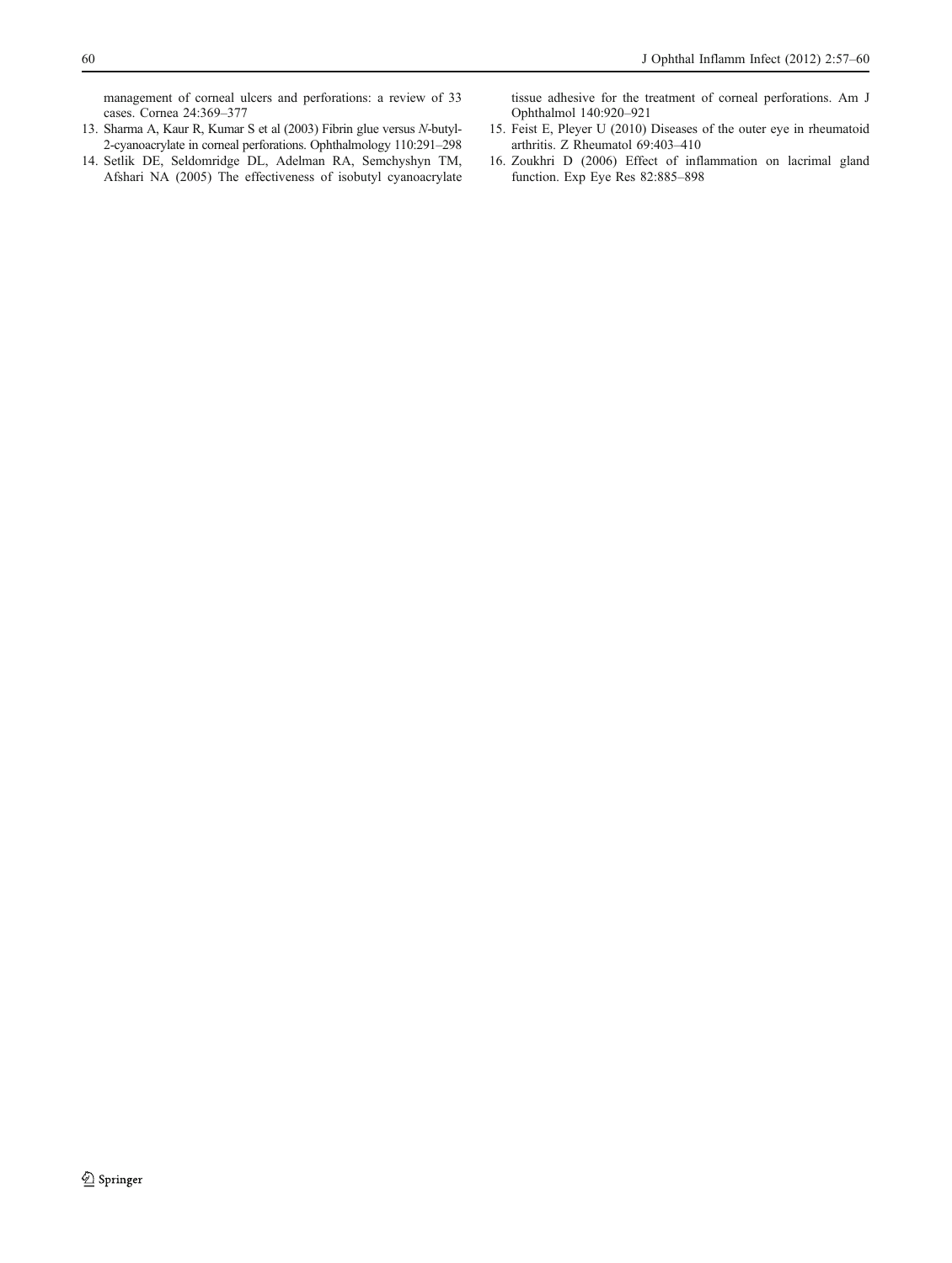management of corneal ulcers and perforations: a review of 33 cases. Cornea 24:369–377

13. Sharma A, Kaur R, Kumar S et al (2003) Fibrin glue versus *N*-butyl-2-cyanoacrylate in corneal perforations. Ophthalmology 110:291–298
14. Setlik DE, Seldomridge DL, Adelman RA, Semchyshyn TM, Afshari NA (2005) The effectiveness of isobutyl cyanoacrylate tissue adhesive for the treatment of corneal perforations. Am J Ophthalmol 140:920–921
15. Feist E, Pleyer U (2010) Diseases of the outer eye in rheumatoid arthritis. Z Rheumatol 69:403–410
16. Zoukhri D (2006) Effect of inflammation on lacrimal gland function. Exp Eye Res 82:885–898